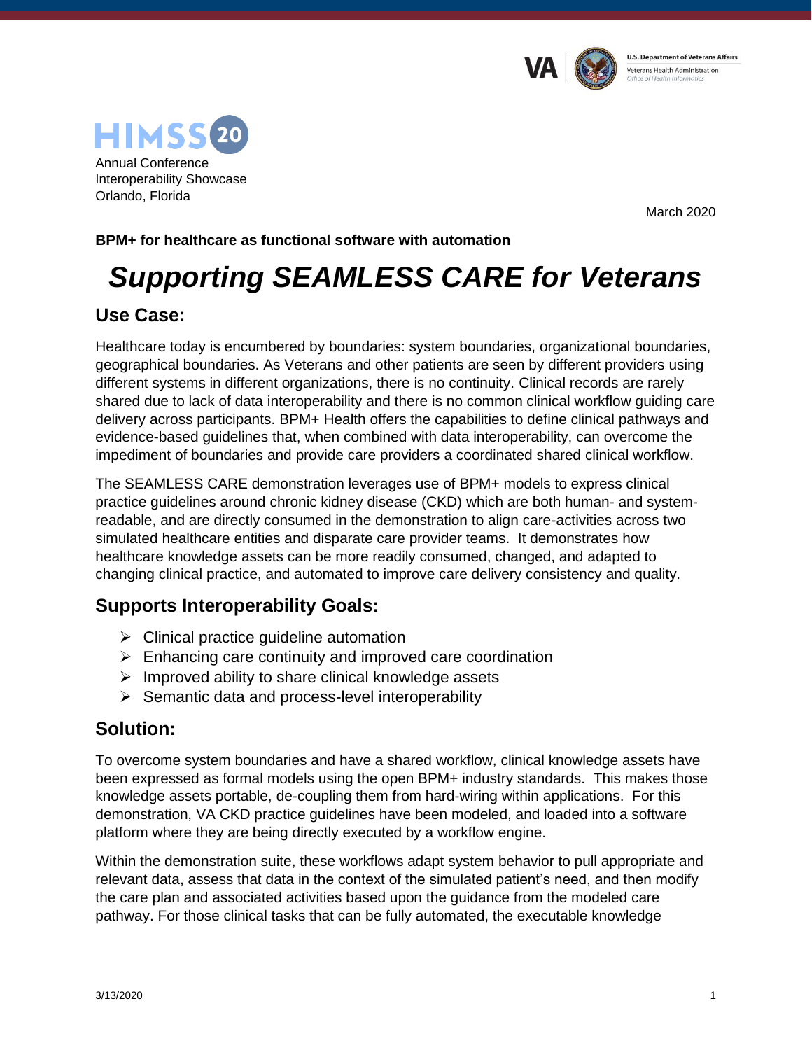U.S. Department of Veterans Affairs
Veterans Health Administration
Office of Health Informatics

HIMSS 20
Annual Conference
Interoperability Showcase
Orlando, Florida

March 2020

**BPM+ for healthcare as functional software with automation**

# *Supporting SEAMLESS CARE for Veterans*

## Use Case:

Healthcare today is encumbered by boundaries: system boundaries, organizational boundaries, geographical boundaries. As Veterans and other patients are seen by different providers using different systems in different organizations, there is no continuity. Clinical records are rarely shared due to lack of data interoperability and there is no common clinical workflow guiding care delivery across participants. BPM+ Health offers the capabilities to define clinical pathways and evidence-based guidelines that, when combined with data interoperability, can overcome the impediment of boundaries and provide care providers a coordinated shared clinical workflow.

The SEAMLESS CARE demonstration leverages use of BPM+ models to express clinical practice guidelines around chronic kidney disease (CKD) which are both human- and system-readable, and are directly consumed in the demonstration to align care-activities across two simulated healthcare entities and disparate care provider teams. It demonstrates how healthcare knowledge assets can be more readily consumed, changed, and adapted to changing clinical practice, and automated to improve care delivery consistency and quality.

## Supports Interoperability Goals:

- Clinical practice guideline automation
- Enhancing care continuity and improved care coordination
- Improved ability to share clinical knowledge assets
- Semantic data and process-level interoperability

## Solution:

To overcome system boundaries and have a shared workflow, clinical knowledge assets have been expressed as formal models using the open BPM+ industry standards. This makes those knowledge assets portable, de-coupling them from hard-wiring within applications. For this demonstration, VA CKD practice guidelines have been modeled, and loaded into a software platform where they are being directly executed by a workflow engine.

Within the demonstration suite, these workflows adapt system behavior to pull appropriate and relevant data, assess that data in the context of the simulated patient's need, and then modify the care plan and associated activities based upon the guidance from the modeled care pathway. For those clinical tasks that can be fully automated, the executable knowledge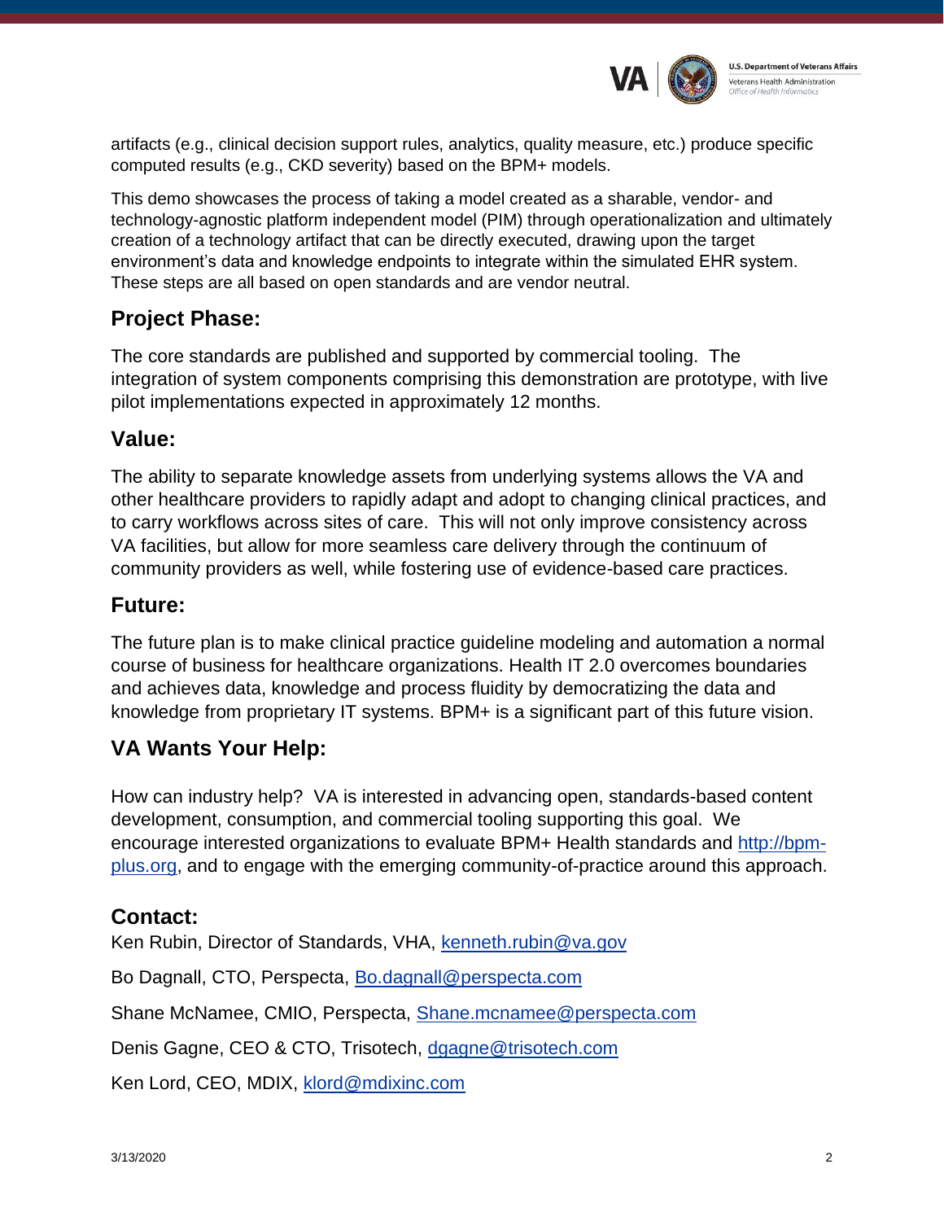artifacts (e.g., clinical decision support rules, analytics, quality measure, etc.) produce specific computed results (e.g., CKD severity) based on the BPM+ models.

This demo showcases the process of taking a model created as a sharable, vendor- and technology-agnostic platform independent model (PIM) through operationalization and ultimately creation of a technology artifact that can be directly executed, drawing upon the target environment's data and knowledge endpoints to integrate within the simulated EHR system. These steps are all based on open standards and are vendor neutral.

## Project Phase:

The core standards are published and supported by commercial tooling. The integration of system components comprising this demonstration are prototype, with live pilot implementations expected in approximately 12 months.

## Value:

The ability to separate knowledge assets from underlying systems allows the VA and other healthcare providers to rapidly adapt and adopt to changing clinical practices, and to carry workflows across sites of care. This will not only improve consistency across VA facilities, but allow for more seamless care delivery through the continuum of community providers as well, while fostering use of evidence-based care practices.

## Future:

The future plan is to make clinical practice guideline modeling and automation a normal course of business for healthcare organizations. Health IT 2.0 overcomes boundaries and achieves data, knowledge and process fluidity by democratizing the data and knowledge from proprietary IT systems. BPM+ is a significant part of this future vision.

## VA Wants Your Help:

How can industry help? VA is interested in advancing open, standards-based content development, consumption, and commercial tooling supporting this goal. We encourage interested organizations to evaluate BPM+ Health standards and [http://bpm-plus.org](http://bpm-plus.org), and to engage with the emerging community-of-practice around this approach.

## Contact:

Ken Rubin, Director of Standards, VHA, [kenneth.rubin@va.gov](mailto:kenneth.rubin@va.gov)

Bo Dagnall, CTO, Perspecta, [Bo.dagnall@perspecta.com](mailto:Bo.dagnall@perspecta.com)

Shane McNamee, CMIO, Perspecta, [Shane.mcnamee@perspecta.com](mailto:Shane.mcnamee@perspecta.com)

Denis Gagne, CEO & CTO, Trisotech, [dgagne@trisotech.com](mailto:dgagne@trisotech.com)

Ken Lord, CEO, MDIX, [klord@mdixinc.com](mailto:klord@mdixinc.com)

3/13/2020